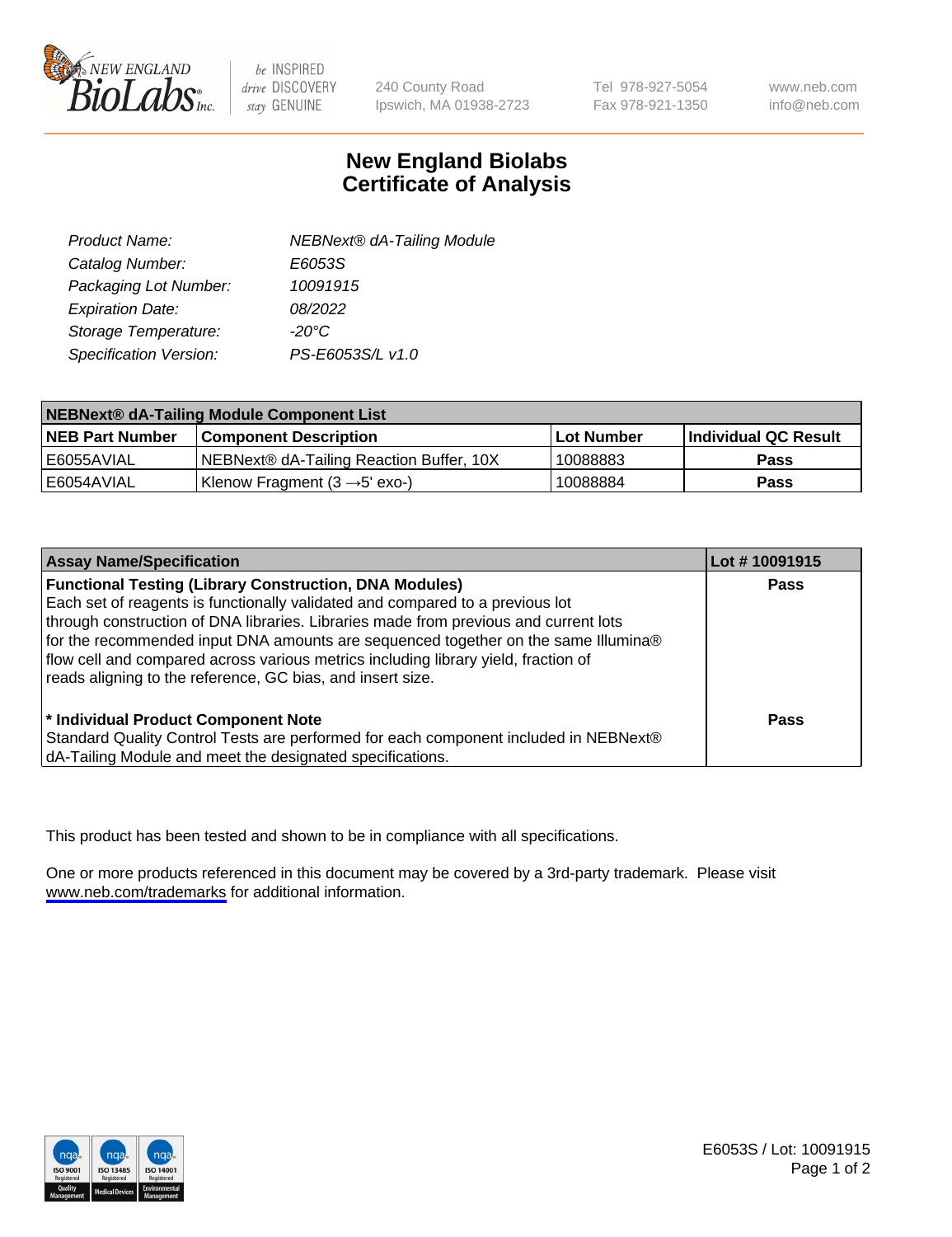# New England Biolabs
# Certificate of Analysis

| | |
|---|---|
| Product Name: | NEBNext® dA-Tailing Module |
| Catalog Number: | E6053S |
| Packaging Lot Number: | 10091915 |
| Expiration Date: | 08/2022 |
| Storage Temperature: | -20°C |
| Specification Version: | PS-E6053S/L v1.0 |

| NEBNext® dA-Tailing Module Component List | | | |
|---|---|---|---|
| **NEB Part Number** | **Component Description** | **Lot Number** | **Individual QC Result** |
| E6055AVIAL | NEBNext® dA-Tailing Reaction Buffer, 10X | 10088883 | **Pass** |
| E6054AVIAL | Klenow Fragment (3 →5' exo-) | 10088884 | **Pass** |

| Assay Name/Specification | Lot # 10091915 |
|---|---|
| **Functional Testing (Library Construction, DNA Modules)** Each set of reagents is functionally validated and compared to a previous lot through construction of DNA libraries. Libraries made from previous and current lots for the recommended input DNA amounts are sequenced together on the same Illumina® flow cell and compared across various metrics including library yield, fraction of reads aligning to the reference, GC bias, and insert size. | **Pass** |
| **\* Individual Product Component Note** Standard Quality Control Tests are performed for each component included in NEBNext® dA-Tailing Module and meet the designated specifications. | **Pass** |

This product has been tested and shown to be in compliance with all specifications.

One or more products referenced in this document may be covered by a 3rd-party trademark. Please visit www.neb.com/trademarks for additional information.

E6053S / Lot: 10091915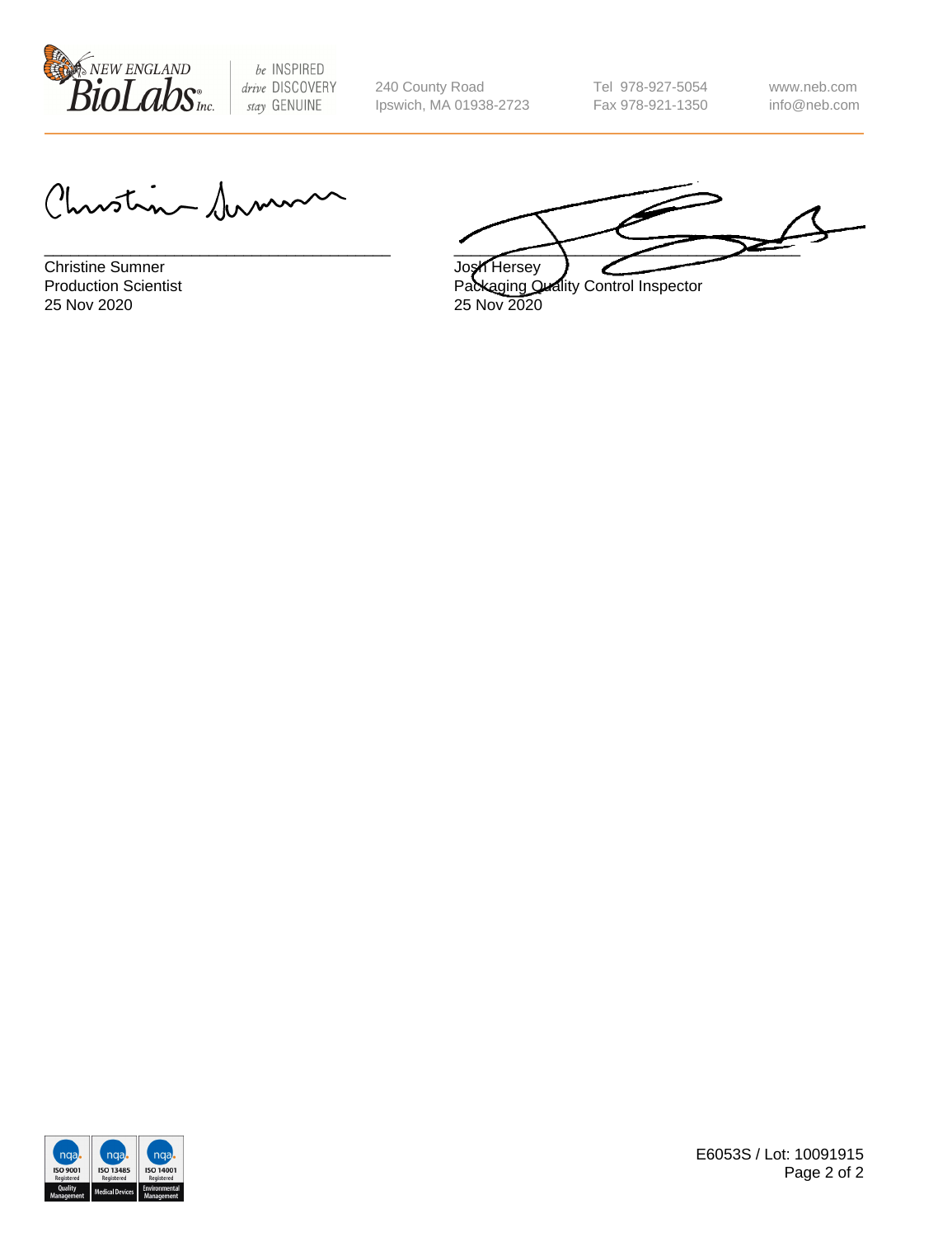Christine Sumner
Production Scientist
25 Nov 2020

Josh Hersey
Packaging Quality Control Inspector
25 Nov 2020

E6053S / Lot: 10091915